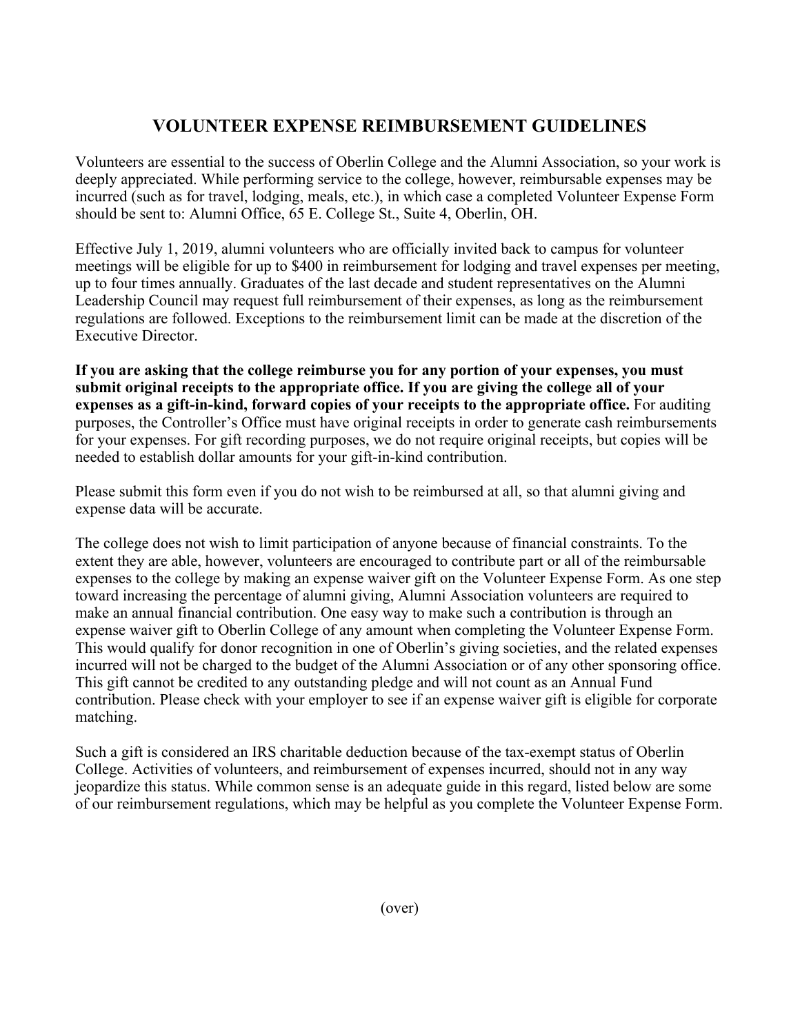# VOLUNTEER EXPENSE REIMBURSEMENT GUIDELINES

Volunteers are essential to the success of Oberlin College and the Alumni Association, so your work is deeply appreciated. While performing service to the college, however, reimbursable expenses may be incurred (such as for travel, lodging, meals, etc.), in which case a completed Volunteer Expense Form should be sent to: Alumni Office, 65 E. College St., Suite 4, Oberlin, OH.

Effective July 1, 2019, alumni volunteers who are officially invited back to campus for volunteer meetings will be eligible for up to $400 in reimbursement for lodging and travel expenses per meeting, up to four times annually. Graduates of the last decade and student representatives on the Alumni Leadership Council may request full reimbursement of their expenses, as long as the reimbursement regulations are followed. Exceptions to the reimbursement limit can be made at the discretion of the Executive Director.

**If you are asking that the college reimburse you for any portion of your expenses, you must submit original receipts to the appropriate office. If you are giving the college all of your expenses as a gift-in-kind, forward copies of your receipts to the appropriate office.** For auditing purposes, the Controller's Office must have original receipts in order to generate cash reimbursements for your expenses. For gift recording purposes, we do not require original receipts, but copies will be needed to establish dollar amounts for your gift-in-kind contribution.

Please submit this form even if you do not wish to be reimbursed at all, so that alumni giving and expense data will be accurate.

The college does not wish to limit participation of anyone because of financial constraints. To the extent they are able, however, volunteers are encouraged to contribute part or all of the reimbursable expenses to the college by making an expense waiver gift on the Volunteer Expense Form. As one step toward increasing the percentage of alumni giving, Alumni Association volunteers are required to make an annual financial contribution. One easy way to make such a contribution is through an expense waiver gift to Oberlin College of any amount when completing the Volunteer Expense Form. This would qualify for donor recognition in one of Oberlin's giving societies, and the related expenses incurred will not be charged to the budget of the Alumni Association or of any other sponsoring office. This gift cannot be credited to any outstanding pledge and will not count as an Annual Fund contribution. Please check with your employer to see if an expense waiver gift is eligible for corporate matching.

Such a gift is considered an IRS charitable deduction because of the tax-exempt status of Oberlin College. Activities of volunteers, and reimbursement of expenses incurred, should not in any way jeopardize this status. While common sense is an adequate guide in this regard, listed below are some of our reimbursement regulations, which may be helpful as you complete the Volunteer Expense Form.

(over)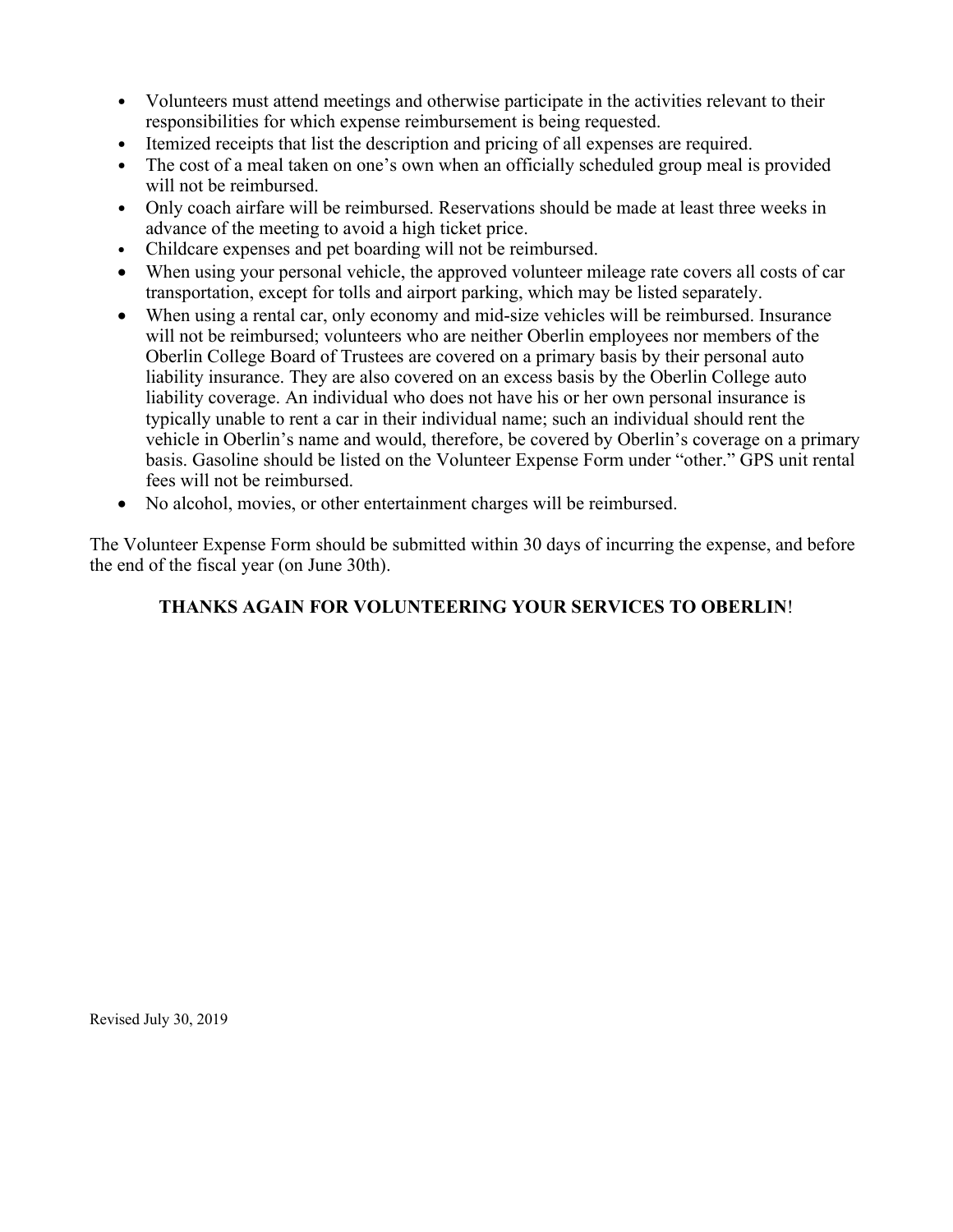- Volunteers must attend meetings and otherwise participate in the activities relevant to their responsibilities for which expense reimbursement is being requested.
- Itemized receipts that list the description and pricing of all expenses are required.
- The cost of a meal taken on one's own when an officially scheduled group meal is provided will not be reimbursed.
- Only coach airfare will be reimbursed. Reservations should be made at least three weeks in advance of the meeting to avoid a high ticket price.
- Childcare expenses and pet boarding will not be reimbursed.
- When using your personal vehicle, the approved volunteer mileage rate covers all costs of car transportation, except for tolls and airport parking, which may be listed separately.
- When using a rental car, only economy and mid-size vehicles will be reimbursed. Insurance will not be reimbursed; volunteers who are neither Oberlin employees nor members of the Oberlin College Board of Trustees are covered on a primary basis by their personal auto liability insurance. They are also covered on an excess basis by the Oberlin College auto liability coverage. An individual who does not have his or her own personal insurance is typically unable to rent a car in their individual name; such an individual should rent the vehicle in Oberlin's name and would, therefore, be covered by Oberlin's coverage on a primary basis. Gasoline should be listed on the Volunteer Expense Form under "other." GPS unit rental fees will not be reimbursed.
- No alcohol, movies, or other entertainment charges will be reimbursed.

The Volunteer Expense Form should be submitted within 30 days of incurring the expense, and before the end of the fiscal year (on June 30th).

**THANKS AGAIN FOR VOLUNTEERING YOUR SERVICES TO OBERLIN!**

Revised July 30, 2019